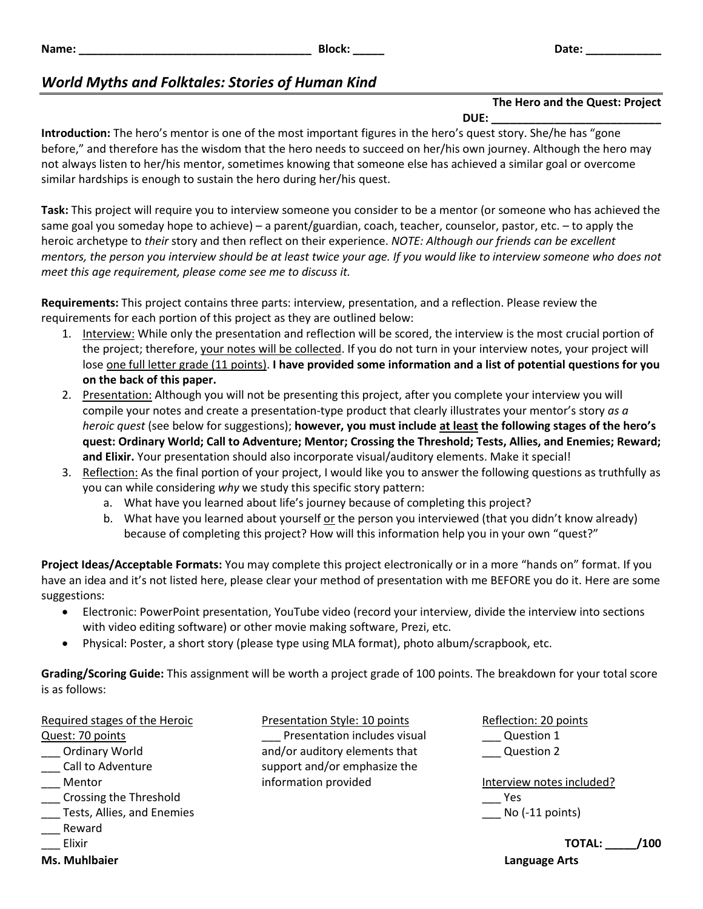**Name:** ___________________________________ **Block:** _____ **Date:** ____________

# *World Myths and Folktales: Stories of Human Kind*

**The Hero and the Quest: Project**

**DUE:** ___________________________

**Introduction:** The hero's mentor is one of the most important figures in the hero's quest story. She/he has "gone before," and therefore has the wisdom that the hero needs to succeed on her/his own journey. Although the hero may not always listen to her/his mentor, sometimes knowing that someone else has achieved a similar goal or overcome similar hardships is enough to sustain the hero during her/his quest.

**Task:** This project will require you to interview someone you consider to be a mentor (or someone who has achieved the same goal you someday hope to achieve) – a parent/guardian, coach, teacher, counselor, pastor, etc. – to apply the heroic archetype to *their* story and then reflect on their experience. *NOTE: Although our friends can be excellent mentors, the person you interview should be at least twice your age. If you would like to interview someone who does not meet this age requirement, please come see me to discuss it.*

**Requirements:** This project contains three parts: interview, presentation, and a reflection. Please review the requirements for each portion of this project as they are outlined below:

1. <u>Interview:</u> While only the presentation and reflection will be scored, the interview is the most crucial portion of the project; therefore, <u>your notes will be collected</u>. If you do not turn in your interview notes, your project will lose <u>one full letter grade (11 points)</u>. **I have provided some information and a list of potential questions for you on the back of this paper.**
2. <u>Presentation:</u> Although you will not be presenting this project, after you complete your interview you will compile your notes and create a presentation-type product that clearly illustrates your mentor's story *as a heroic quest* (see below for suggestions); **however, you must include <u>at least</u> the following stages of the hero's quest: Ordinary World; Call to Adventure; Mentor; Crossing the Threshold; Tests, Allies, and Enemies; Reward; and Elixir.** Your presentation should also incorporate visual/auditory elements. Make it special!
3. <u>Reflection:</u> As the final portion of your project, I would like you to answer the following questions as truthfully as you can while considering *why* we study this specific story pattern:
   a. What have you learned about life's journey because of completing this project?
   b. What have you learned about yourself <u>or</u> the person you interviewed (that you didn't know already) because of completing this project? How will this information help you in your own "quest?"

**Project Ideas/Acceptable Formats:** You may complete this project electronically or in a more "hands on" format. If you have an idea and it's not listed here, please clear your method of presentation with me BEFORE you do it. Here are some suggestions:

- Electronic: PowerPoint presentation, YouTube video (record your interview, divide the interview into sections with video editing software) or other movie making software, Prezi, etc.
- Physical: Poster, a short story (please type using MLA format), photo album/scrapbook, etc.

**Grading/Scoring Guide:** This assignment will be worth a project grade of 100 points. The breakdown for your total score is as follows:

<u>Required stages of the Heroic Quest: 70 points</u>
___ Ordinary World
___ Call to Adventure
___ Mentor
___ Crossing the Threshold
___ Tests, Allies, and Enemies
___ Reward
___ Elixir

<u>Presentation Style: 10 points</u>
___ Presentation includes visual and/or auditory elements that support and/or emphasize the information provided

<u>Reflection: 20 points</u>
___ Question 1
___ Question 2

<u>Interview notes included?</u>
___ Yes
___ No (-11 points)

**TOTAL: _____/100**

**Ms. Muhlbaier** **Language Arts**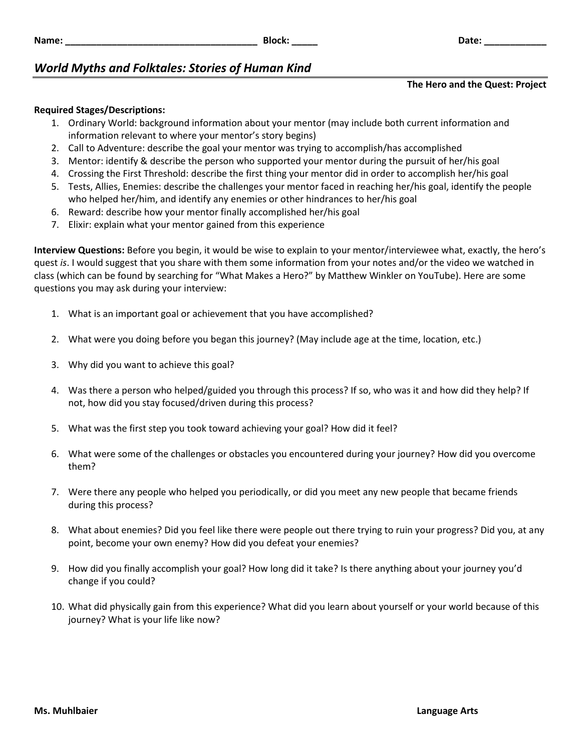Name: ____________________________________ Block: _____ Date: ____________

## *World Myths and Folktales: Stories of Human Kind*

**The Hero and the Quest: Project**

**Required Stages/Descriptions:**

1. Ordinary World: background information about your mentor (may include both current information and information relevant to where your mentor's story begins)
2. Call to Adventure: describe the goal your mentor was trying to accomplish/has accomplished
3. Mentor: identify & describe the person who supported your mentor during the pursuit of her/his goal
4. Crossing the First Threshold: describe the first thing your mentor did in order to accomplish her/his goal
5. Tests, Allies, Enemies: describe the challenges your mentor faced in reaching her/his goal, identify the people who helped her/him, and identify any enemies or other hindrances to her/his goal
6. Reward: describe how your mentor finally accomplished her/his goal
7. Elixir: explain what your mentor gained from this experience

**Interview Questions:** Before you begin, it would be wise to explain to your mentor/interviewee what, exactly, the hero's quest *is*. I would suggest that you share with them some information from your notes and/or the video we watched in class (which can be found by searching for "What Makes a Hero?" by Matthew Winkler on YouTube). Here are some questions you may ask during your interview:

1. What is an important goal or achievement that you have accomplished?

2. What were you doing before you began this journey? (May include age at the time, location, etc.)

3. Why did you want to achieve this goal?

4. Was there a person who helped/guided you through this process? If so, who was it and how did they help? If not, how did you stay focused/driven during this process?

5. What was the first step you took toward achieving your goal? How did it feel?

6. What were some of the challenges or obstacles you encountered during your journey? How did you overcome them?

7. Were there any people who helped you periodically, or did you meet any new people that became friends during this process?

8. What about enemies? Did you feel like there were people out there trying to ruin your progress? Did you, at any point, become your own enemy? How did you defeat your enemies?

9. How did you finally accomplish your goal? How long did it take? Is there anything about your journey you'd change if you could?

10. What did physically gain from this experience? What did you learn about yourself or your world because of this journey? What is your life like now?

**Ms. Muhlbaier** **Language Arts**